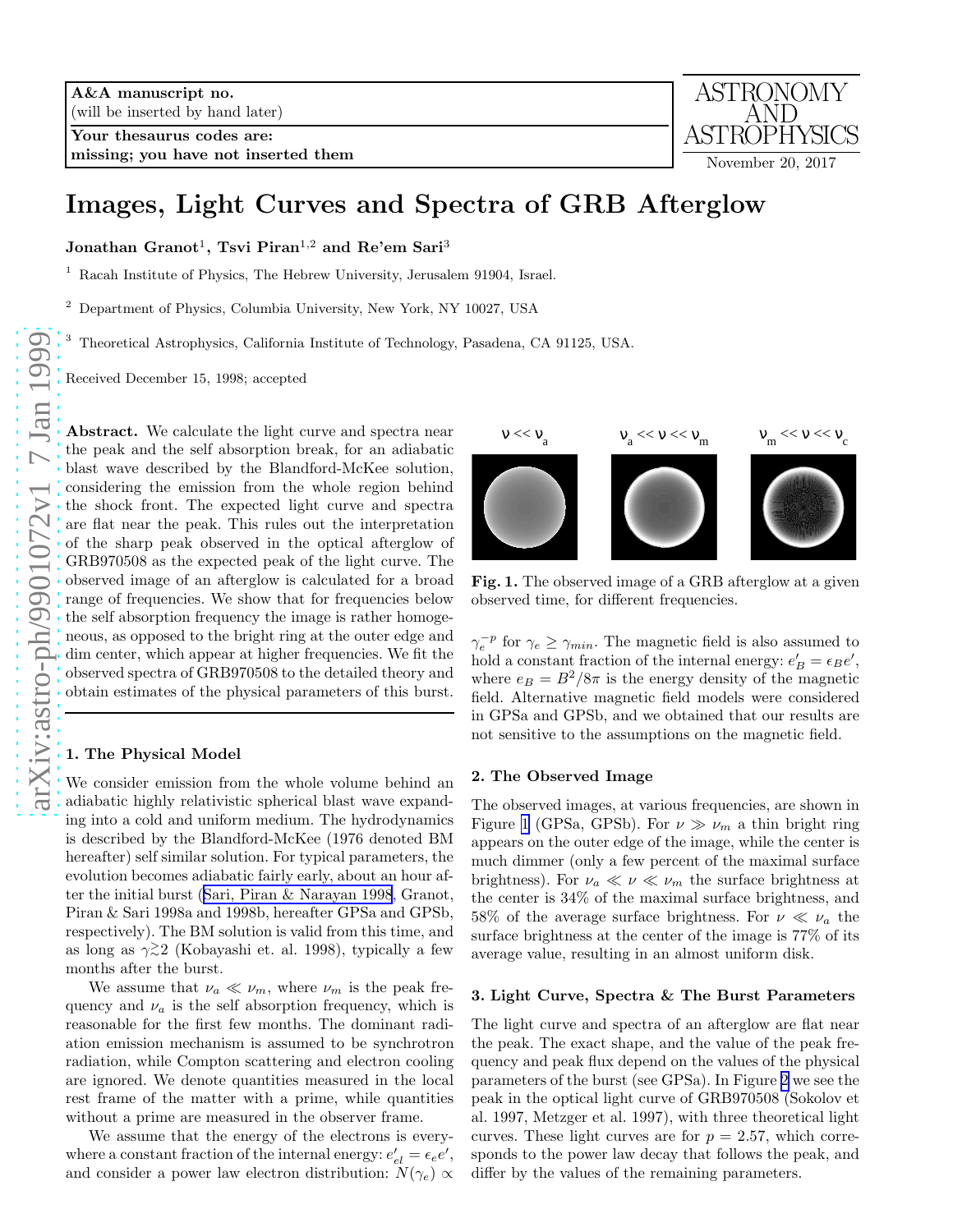A&A manuscript no.
(will be inserted by hand later)

Your thesaurus codes are:
missing; you have not inserted them

ASTRONOMY AND ASTROPHYSICS
November 20, 2017

# Images, Light Curves and Spectra of GRB Afterglow

**Jonathan Granot**[1], **Tsvi Piran**[1,2] **and Re'em Sari**[3]

[1] Racah Institute of Physics, The Hebrew University, Jerusalem 91904, Israel.

[2] Department of Physics, Columbia University, New York, NY 10027, USA

[3] Theoretical Astrophysics, California Institute of Technology, Pasadena, CA 91125, USA.

Received December 15, 1998; accepted

**Abstract.** We calculate the light curve and spectra near the peak and the self absorption break, for an adiabatic blast wave described by the Blandford-McKee solution, considering the emission from the whole region behind the shock front. The expected light curve and spectra are flat near the peak. This rules out the interpretation of the sharp peak observed in the optical afterglow of GRB970508 as the expected peak of the light curve. The observed image of an afterglow is calculated for a broad range of frequencies. We show that for frequencies below the self absorption frequency the image is rather homogeneous, as opposed to the bright ring at the outer edge and dim center, which appear at higher frequencies. We fit the observed spectra of GRB970508 to the detailed theory and obtain estimates of the physical parameters of this burst.

## 1. The Physical Model

We consider emission from the whole volume behind an adiabatic highly relativistic spherical blast wave expanding into a cold and uniform medium. The hydrodynamics is described by the Blandford-McKee (1976 denoted BM hereafter) self similar solution. For typical parameters, the evolution becomes adiabatic fairly early, about an hour after the initial burst (Sari, Piran & Narayan 1998, Granot, Piran & Sari 1998a and 1998b, hereafter GPSa and GPSb, respectively). The BM solution is valid from this time, and as long as $\gamma \gtrsim 2$ (Kobayashi et. al. 1998), typically a few months after the burst.

We assume that $\nu_a \ll \nu_m$, where $\nu_m$ is the peak frequency and $\nu_a$ is the self absorption frequency, which is reasonable for the first few months. The dominant radiation emission mechanism is assumed to be synchrotron radiation, while Compton scattering and electron cooling are ignored. We denote quantities measured in the local rest frame of the matter with a prime, while quantities without a prime are measured in the observer frame.

We assume that the energy of the electrons is everywhere a constant fraction of the internal energy: $e'_{el} = \epsilon_e e'$, and consider a power law electron distribution: $N(\gamma_e) \propto \gamma_e^{-p}$ for $\gamma_e \geq \gamma_{min}$. The magnetic field is also assumed to hold a constant fraction of the internal energy: $e'_B = \epsilon_B e'$, where $e_B = B^2/8\pi$ is the energy density of the magnetic field. Alternative magnetic field models were considered in GPSa and GPSb, and we obtained that our results are not sensitive to the assumptions on the magnetic field.

$\nu \ll \nu_a$ $\quad$ $\nu_a \ll \nu \ll \nu_m$ $\quad$ $\nu_m \ll \nu \ll \nu_c$

**Fig. 1.** The observed image of a GRB afterglow at a given observed time, for different frequencies.

## 2. The Observed Image

The observed images, at various frequencies, are shown in Figure 1 (GPSa, GPSb). For $\nu \gg \nu_m$ a thin bright ring appears on the outer edge of the image, while the center is much dimmer (only a few percent of the maximal surface brightness). For $\nu_a \ll \nu \ll \nu_m$ the surface brightness at the center is 34% of the maximal surface brightness, and 58% of the average surface brightness. For $\nu \ll \nu_a$ the surface brightness at the center of the image is 77% of its average value, resulting in an almost uniform disk.

## 3. Light Curve, Spectra & The Burst Parameters

The light curve and spectra of an afterglow are flat near the peak. The exact shape, and the value of the peak frequency and peak flux depend on the values of the physical parameters of the burst (see GPSa). In Figure 2 we see the peak in the optical light curve of GRB970508 (Sokolov et al. 1997, Metzger et al. 1997), with three theoretical light curves. These light curves are for $p = 2.57$, which corresponds to the power law decay that follows the peak, and differ by the values of the remaining parameters.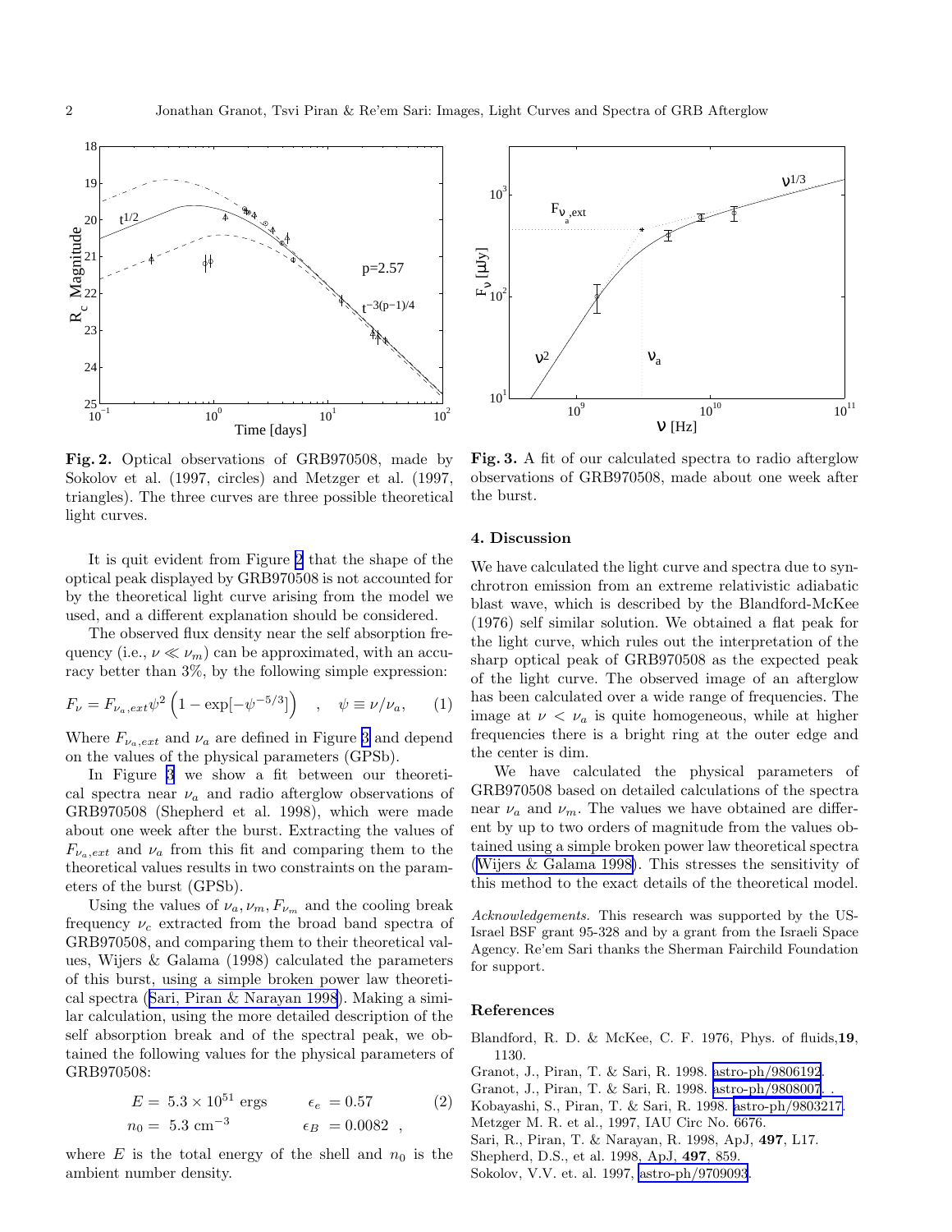**Fig. 2.** Optical observations of GRB970508, made by Sokolov et al. (1997, circles) and Metzger et al. (1997, triangles). The three curves are three possible theoretical light curves.

It is quit evident from Figure 2 that the shape of the optical peak displayed by GRB970508 is not accounted for by the theoretical light curve arising from the model we used, and a different explanation should be considered.

The observed flux density near the self absorption frequency (i.e., $\nu \ll \nu_m$) can be approximated, with an accuracy better than 3%, by the following simple expression:

$$F_\nu = F_{\nu_a,ext}\psi^2\left(1 - \exp[-\psi^{-5/3}]\right) \quad , \quad \psi \equiv \nu/\nu_a, \qquad (1)$$

Where $F_{\nu_a,ext}$ and $\nu_a$ are defined in Figure 3 and depend on the values of the physical parameters (GPSb).

In Figure 3 we show a fit between our theoretical spectra near $\nu_a$ and radio afterglow observations of GRB970508 (Shepherd et al. 1998), which were made about one week after the burst. Extracting the values of $F_{\nu_a,ext}$ and $\nu_a$ from this fit and comparing them to the theoretical values results in two constraints on the parameters of the burst (GPSb).

Using the values of $\nu_a, \nu_m, F_{\nu_m}$ and the cooling break frequency $\nu_c$ extracted from the broad band spectra of GRB970508, and comparing them to their theoretical values, Wijers & Galama (1998) calculated the parameters of this burst, using a simple broken power law theoretical spectra (Sari, Piran & Narayan 1998). Making a similar calculation, using the more detailed description of the self absorption break and of the spectral peak, we obtained the following values for the physical parameters of GRB970508:

$$\begin{aligned} E &= 5.3 \times 10^{51} \text{ ergs} \qquad & \epsilon_e &= 0.57 \\ n_0 &= 5.3 \text{ cm}^{-3} \qquad & \epsilon_B &= 0.0082 \ , \end{aligned} \qquad (2)$$

where $E$ is the total energy of the shell and $n_0$ is the ambient number density.

**Fig. 3.** A fit of our calculated spectra to radio afterglow observations of GRB970508, made about one week after the burst.

## 4. Discussion

We have calculated the light curve and spectra due to synchrotron emission from an extreme relativistic adiabatic blast wave, which is described by the Blandford-McKee (1976) self similar solution. We obtained a flat peak for the light curve, which rules out the interpretation of the sharp optical peak of GRB970508 as the expected peak of the light curve. The observed image of an afterglow has been calculated over a wide range of frequencies. The image at $\nu < \nu_a$ is quite homogeneous, while at higher frequencies there is a bright ring at the outer edge and the center is dim.

We have calculated the physical parameters of GRB970508 based on detailed calculations of the spectra near $\nu_a$ and $\nu_m$. The values we have obtained are different by up to two orders of magnitude from the values obtained using a simple broken power law theoretical spectra (Wijers & Galama 1998). This stresses the sensitivity of this method to the exact details of the theoretical model.

*Acknowledgements.* This research was supported by the US-Israel BSF grant 95-328 and by a grant from the Israeli Space Agency. Re'em Sari thanks the Sherman Fairchild Foundation for support.

## References

Blandford, R. D. & McKee, C. F. 1976, Phys. of fluids, **19**, 1130.

Granot, J., Piran, T. & Sari, R. 1998. astro-ph/9806192.

Granot, J., Piran, T. & Sari, R. 1998. astro-ph/9808007. .

Kobayashi, S., Piran, T. & Sari, R. 1998. astro-ph/9803217.

Metzger M. R. et al., 1997, IAU Circ No. 6676.

Sari, R., Piran, T. & Narayan, R. 1998, ApJ, **497**, L17.

Shepherd, D.S., et al. 1998, ApJ, **497**, 859.

Sokolov, V.V. et. al. 1997, astro-ph/9709093.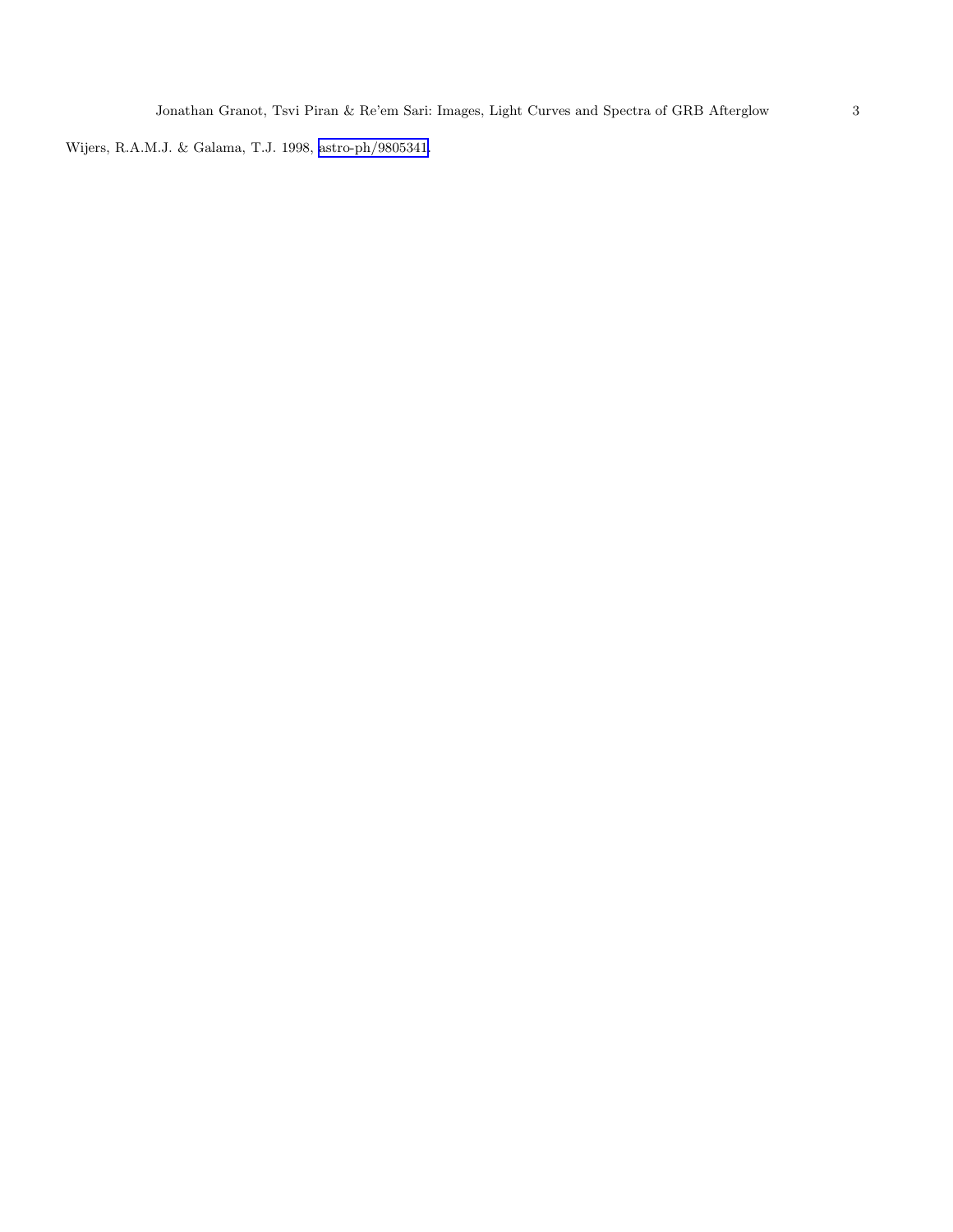Wijers, R.A.M.J. & Galama, T.J. 1998, astro-ph/9805341.